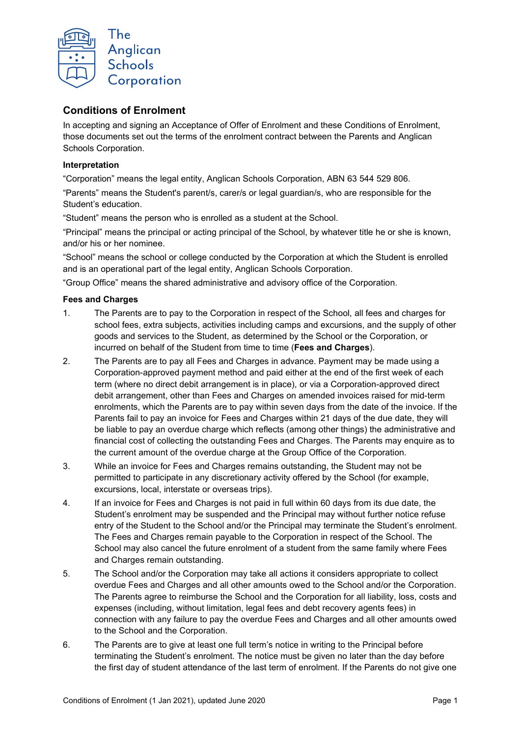The Anglican Schools Corporation

## Conditions of Enrolment

In accepting and signing an Acceptance of Offer of Enrolment and these Conditions of Enrolment, those documents set out the terms of the enrolment contract between the Parents and Anglican Schools Corporation.

### Interpretation

"Corporation" means the legal entity, Anglican Schools Corporation, ABN 63 544 529 806.

"Parents" means the Student's parent/s, carer/s or legal guardian/s, who are responsible for the Student's education.

"Student" means the person who is enrolled as a student at the School.

"Principal" means the principal or acting principal of the School, by whatever title he or she is known, and/or his or her nominee.

"School" means the school or college conducted by the Corporation at which the Student is enrolled and is an operational part of the legal entity, Anglican Schools Corporation.

"Group Office" means the shared administrative and advisory office of the Corporation.

### Fees and Charges

1. The Parents are to pay to the Corporation in respect of the School, all fees and charges for school fees, extra subjects, activities including camps and excursions, and the supply of other goods and services to the Student, as determined by the School or the Corporation, or incurred on behalf of the Student from time to time (**Fees and Charges**).

2. The Parents are to pay all Fees and Charges in advance. Payment may be made using a Corporation-approved payment method and paid either at the end of the first week of each term (where no direct debit arrangement is in place), or via a Corporation-approved direct debit arrangement, other than Fees and Charges on amended invoices raised for mid-term enrolments, which the Parents are to pay within seven days from the date of the invoice. If the Parents fail to pay an invoice for Fees and Charges within 21 days of the due date, they will be liable to pay an overdue charge which refects (among other things) the administrative and financial cost of collecting the outstanding Fees and Charges. The Parents may enquire as to the current amount of the overdue charge at the Group Office of the Corporation.

3. While an invoice for Fees and Charges remains outstanding, the Student may not be permitted to participate in any discretionary activity offered by the School (for example, excursions, local, interstate or overseas trips).

4. If an invoice for Fees and Charges is not paid in full within 60 days from its due date, the Student's enrolment may be suspended and the Principal may without further notice refuse entry of the Student to the School and/or the Principal may terminate the Student's enrolment. The Fees and Charges remain payable to the Corporation in respect of the School. The School may also cancel the future enrolment of a student from the same family where Fees and Charges remain outstanding.

5. The School and/or the Corporation may take all actions it considers appropriate to collect overdue Fees and Charges and all other amounts owed to the School and/or the Corporation. The Parents agree to reimburse the School and the Corporation for all liability, loss, costs and expenses (including, without limitation, legal fees and debt recovery agents fees) in connection with any failure to pay the overdue Fees and Charges and all other amounts owed to the School and the Corporation.

6. The Parents are to give at least one full term's notice in writing to the Principal before terminating the Student's enrolment. The notice must be given no later than the day before the first day of student attendance of the last term of enrolment. If the Parents do not give one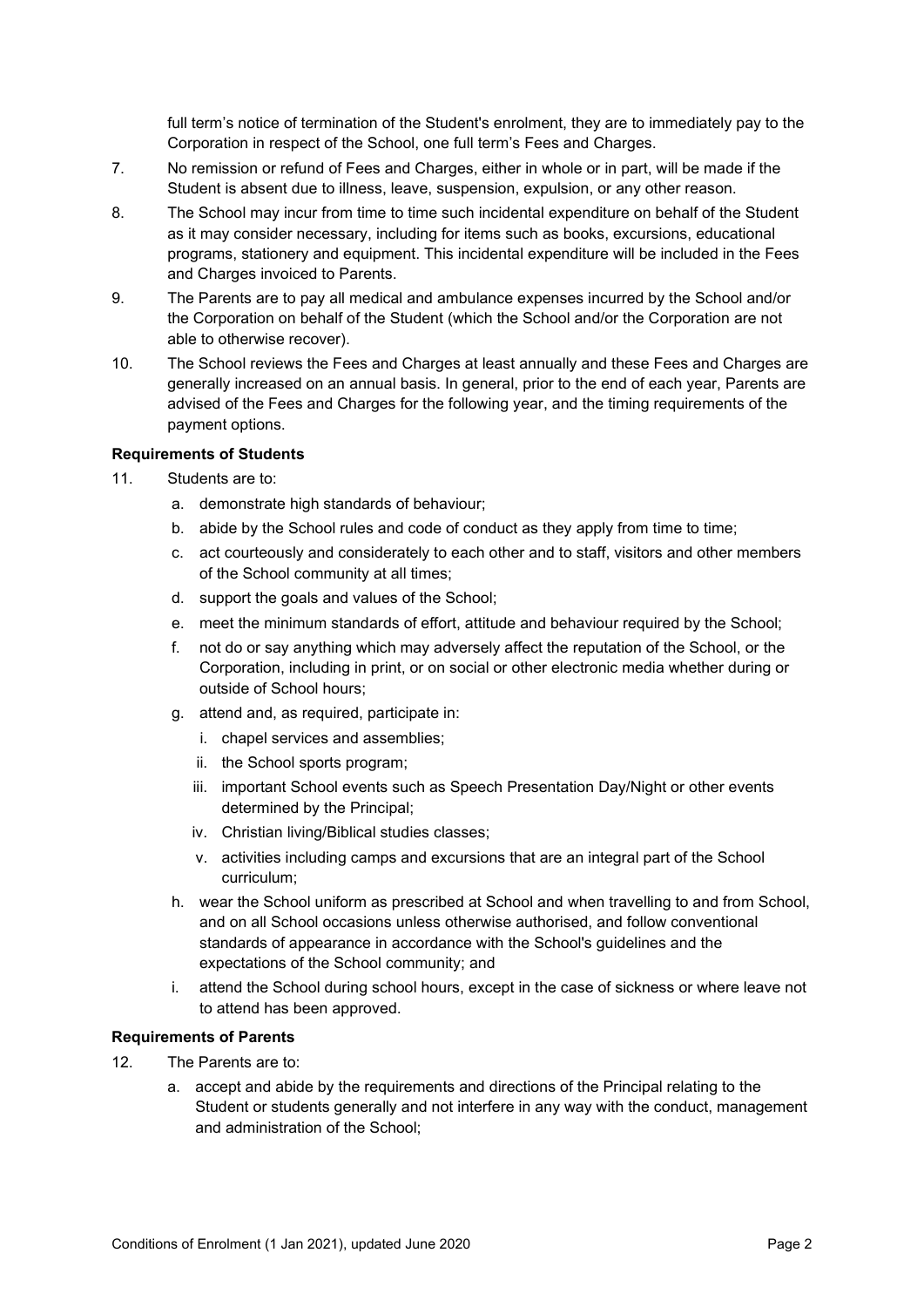full term's notice of termination of the Student's enrolment, they are to immediately pay to the Corporation in respect of the School, one full term's Fees and Charges.

7. No remission or refund of Fees and Charges, either in whole or in part, will be made if the Student is absent due to illness, leave, suspension, expulsion, or any other reason.

8. The School may incur from time to time such incidental expenditure on behalf of the Student as it may consider necessary, including for items such as books, excursions, educational programs, stationery and equipment. This incidental expenditure will be included in the Fees and Charges invoiced to Parents.

9. The Parents are to pay all medical and ambulance expenses incurred by the School and/or the Corporation on behalf of the Student (which the School and/or the Corporation are not able to otherwise recover).

10. The School reviews the Fees and Charges at least annually and these Fees and Charges are generally increased on an annual basis. In general, prior to the end of each year, Parents are advised of the Fees and Charges for the following year, and the timing requirements of the payment options.

**Requirements of Students**

11. Students are to:
    a. demonstrate high standards of behaviour;
    b. abide by the School rules and code of conduct as they apply from time to time;
    c. act courteously and considerately to each other and to staff, visitors and other members of the School community at all times;
    d. support the goals and values of the School;
    e. meet the minimum standards of effort, attitude and behaviour required by the School;
    f. not do or say anything which may adversely affect the reputation of the School, or the Corporation, including in print, or on social or other electronic media whether during or outside of School hours;
    g. attend and, as required, participate in:
        i. chapel services and assemblies;
        ii. the School sports program;
        iii. important School events such as Speech Presentation Day/Night or other events determined by the Principal;
        iv. Christian living/Biblical studies classes;
        v. activities including camps and excursions that are an integral part of the School curriculum;
    h. wear the School uniform as prescribed at School and when travelling to and from School, and on all School occasions unless otherwise authorised, and follow conventional standards of appearance in accordance with the School's guidelines and the expectations of the School community; and
    i. attend the School during school hours, except in the case of sickness or where leave not to attend has been approved.

**Requirements of Parents**

12. The Parents are to:
    a. accept and abide by the requirements and directions of the Principal relating to the Student or students generally and not interfere in any way with the conduct, management and administration of the School;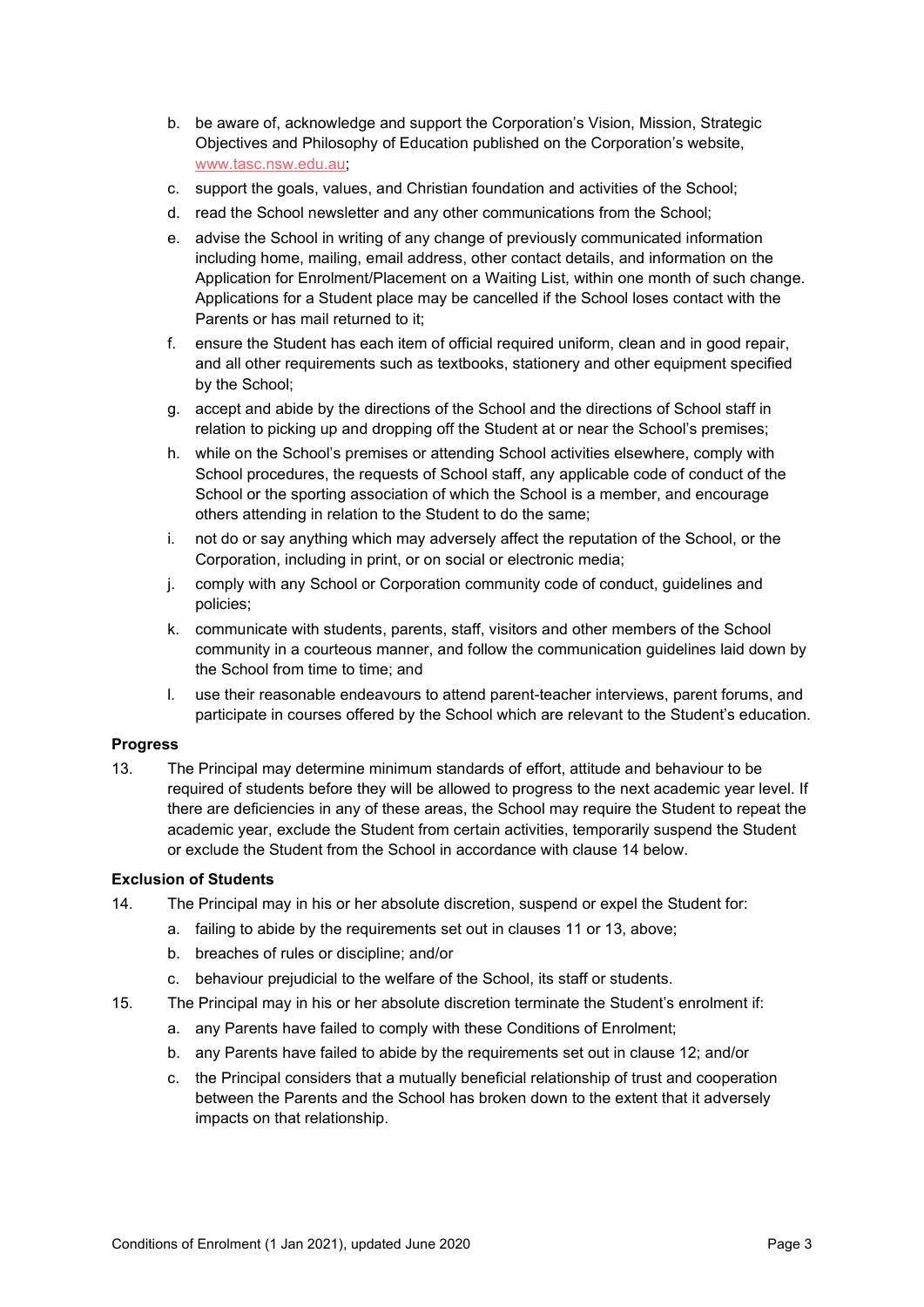b. be aware of, acknowledge and support the Corporation's Vision, Mission, Strategic Objectives and Philosophy of Education published on the Corporation's website, www.tasc.nsw.edu.au;
c. support the goals, values, and Christian foundation and activities of the School;
d. read the School newsletter and any other communications from the School;
e. advise the School in writing of any change of previously communicated information including home, mailing, email address, other contact details, and information on the Application for Enrolment/Placement on a Waiting List, within one month of such change. Applications for a Student place may be cancelled if the School loses contact with the Parents or has mail returned to it;
f. ensure the Student has each item of official required uniform, clean and in good repair, and all other requirements such as textbooks, stationery and other equipment specified by the School;
g. accept and abide by the directions of the School and the directions of School staff in relation to picking up and dropping off the Student at or near the School's premises;
h. while on the School's premises or attending School activities elsewhere, comply with School procedures, the requests of School staff, any applicable code of conduct of the School or the sporting association of which the School is a member, and encourage others attending in relation to the Student to do the same;
i. not do or say anything which may adversely affect the reputation of the School, or the Corporation, including in print, or on social or electronic media;
j. comply with any School or Corporation community code of conduct, guidelines and policies;
k. communicate with students, parents, staff, visitors and other members of the School community in a courteous manner, and follow the communication guidelines laid down by the School from time to time; and
l. use their reasonable endeavours to attend parent-teacher interviews, parent forums, and participate in courses offered by the School which are relevant to the Student's education.

**Progress**

13. The Principal may determine minimum standards of effort, attitude and behaviour to be required of students before they will be allowed to progress to the next academic year level. If there are deficiencies in any of these areas, the School may require the Student to repeat the academic year, exclude the Student from certain activities, temporarily suspend the Student or exclude the Student from the School in accordance with clause 14 below.

**Exclusion of Students**

14. The Principal may in his or her absolute discretion, suspend or expel the Student for:
    a. failing to abide by the requirements set out in clauses 11 or 13, above;
    b. breaches of rules or discipline; and/or
    c. behaviour prejudicial to the welfare of the School, its staff or students.
15. The Principal may in his or her absolute discretion terminate the Student's enrolment if:
    a. any Parents have failed to comply with these Conditions of Enrolment;
    b. any Parents have failed to abide by the requirements set out in clause 12; and/or
    c. the Principal considers that a mutually beneficial relationship of trust and cooperation between the Parents and the School has broken down to the extent that it adversely impacts on that relationship.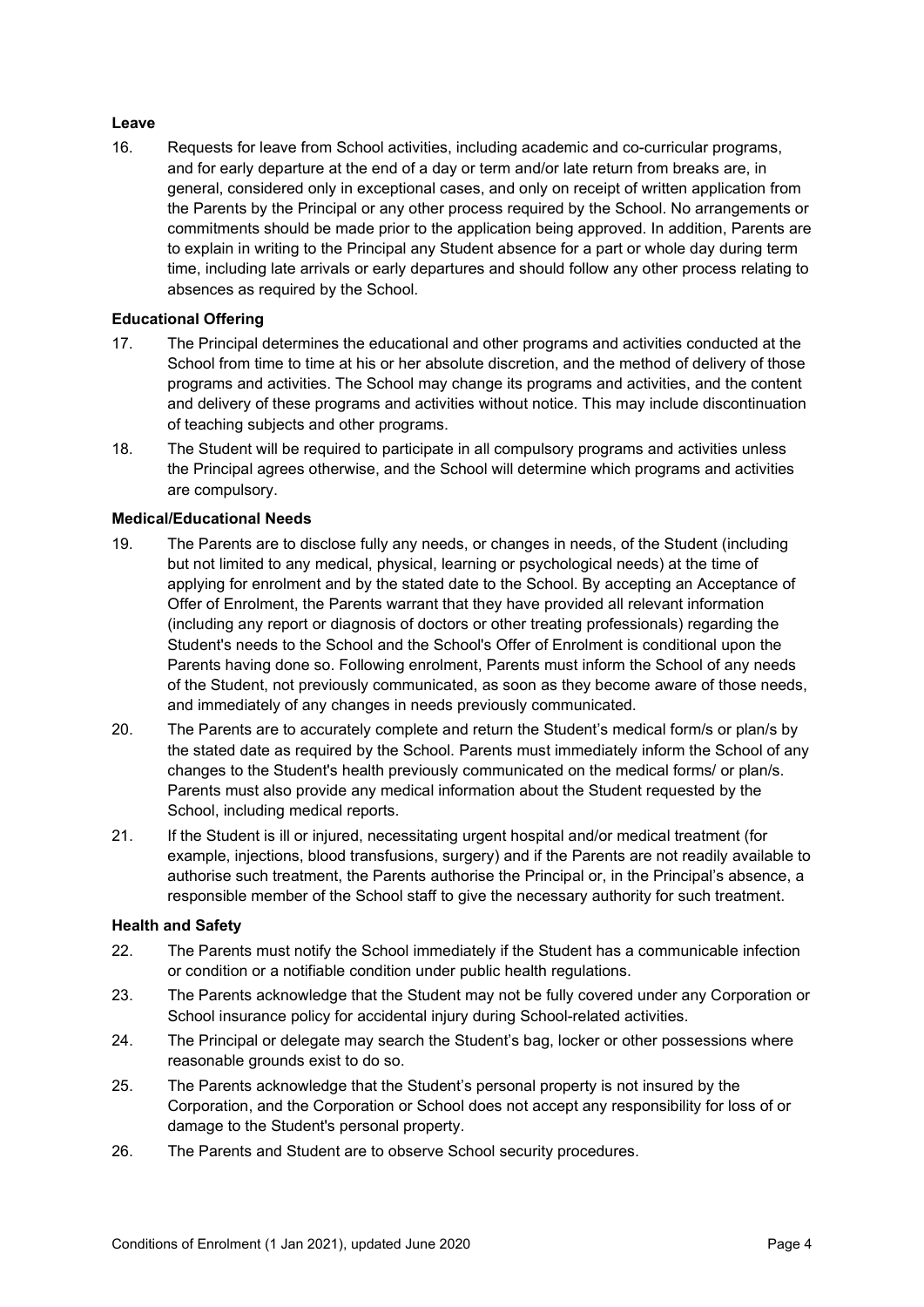**Leave**

16. Requests for leave from School activities, including academic and co-curricular programs, and for early departure at the end of a day or term and/or late return from breaks are, in general, considered only in exceptional cases, and only on receipt of written application from the Parents by the Principal or any other process required by the School. No arrangements or commitments should be made prior to the application being approved. In addition, Parents are to explain in writing to the Principal any Student absence for a part or whole day during term time, including late arrivals or early departures and should follow any other process relating to absences as required by the School.

**Educational Offering**

17. The Principal determines the educational and other programs and activities conducted at the School from time to time at his or her absolute discretion, and the method of delivery of those programs and activities. The School may change its programs and activities, and the content and delivery of these programs and activities without notice. This may include discontinuation of teaching subjects and other programs.

18. The Student will be required to participate in all compulsory programs and activities unless the Principal agrees otherwise, and the School will determine which programs and activities are compulsory.

**Medical/Educational Needs**

19. The Parents are to disclose fully any needs, or changes in needs, of the Student (including but not limited to any medical, physical, learning or psychological needs) at the time of applying for enrolment and by the stated date to the School. By accepting an Acceptance of Offer of Enrolment, the Parents warrant that they have provided all relevant information (including any report or diagnosis of doctors or other treating professionals) regarding the Student's needs to the School and the School's Offer of Enrolment is conditional upon the Parents having done so. Following enrolment, Parents must inform the School of any needs of the Student, not previously communicated, as soon as they become aware of those needs, and immediately of any changes in needs previously communicated.

20. The Parents are to accurately complete and return the Student's medical form/s or plan/s by the stated date as required by the School. Parents must immediately inform the School of any changes to the Student's health previously communicated on the medical forms/ or plan/s. Parents must also provide any medical information about the Student requested by the School, including medical reports.

21. If the Student is ill or injured, necessitating urgent hospital and/or medical treatment (for example, injections, blood transfusions, surgery) and if the Parents are not readily available to authorise such treatment, the Parents authorise the Principal or, in the Principal's absence, a responsible member of the School staff to give the necessary authority for such treatment.

**Health and Safety**

22. The Parents must notify the School immediately if the Student has a communicable infection or condition or a notifiable condition under public health regulations.

23. The Parents acknowledge that the Student may not be fully covered under any Corporation or School insurance policy for accidental injury during School-related activities.

24. The Principal or delegate may search the Student's bag, locker or other possessions where reasonable grounds exist to do so.

25. The Parents acknowledge that the Student's personal property is not insured by the Corporation, and the Corporation or School does not accept any responsibility for loss of or damage to the Student's personal property.

26. The Parents and Student are to observe School security procedures.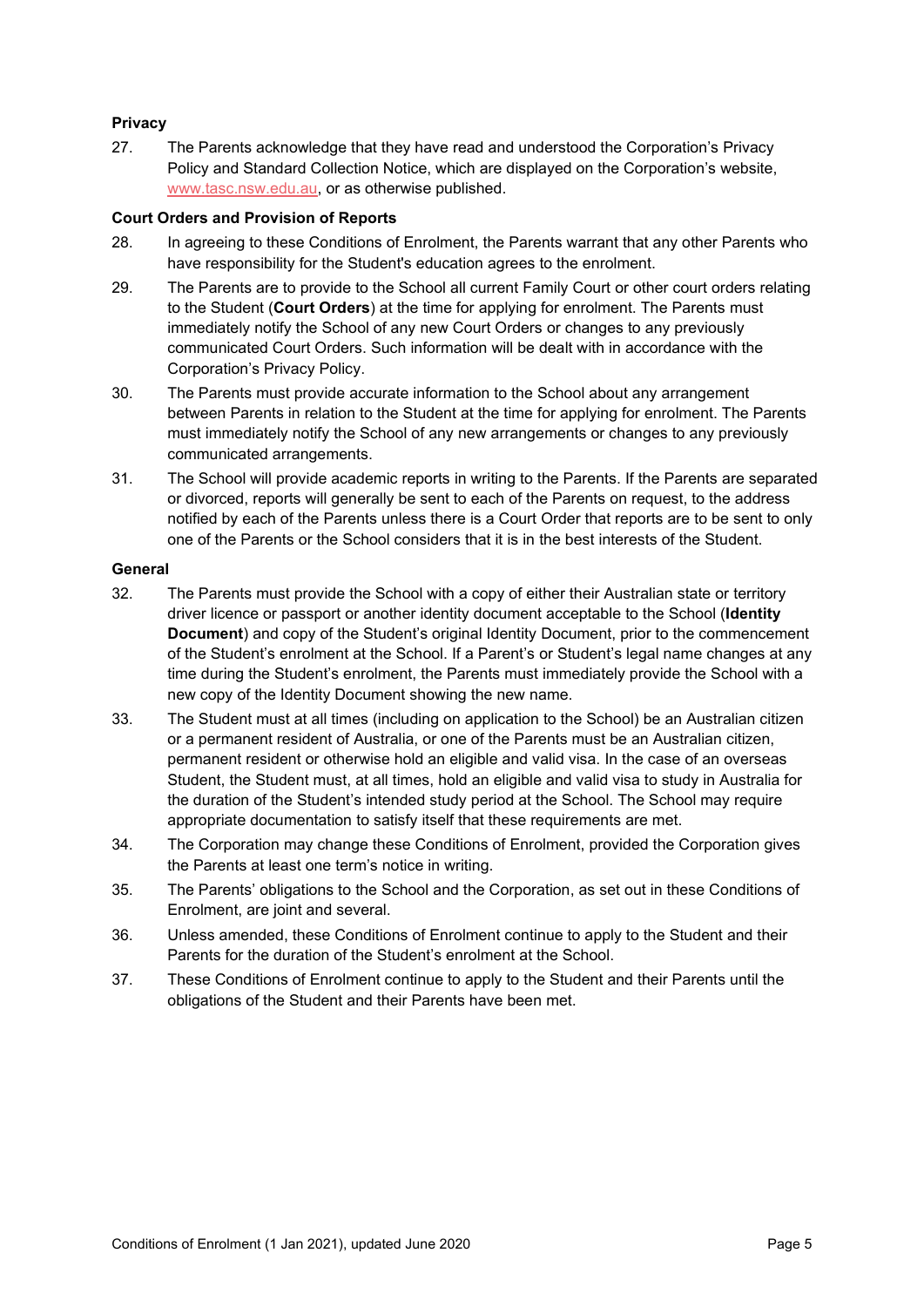**Privacy**

27. The Parents acknowledge that they have read and understood the Corporation's Privacy Policy and Standard Collection Notice, which are displayed on the Corporation's website, www.tasc.nsw.edu.au, or as otherwise published.

**Court Orders and Provision of Reports**

28. In agreeing to these Conditions of Enrolment, the Parents warrant that any other Parents who have responsibility for the Student's education agrees to the enrolment.

29. The Parents are to provide to the School all current Family Court or other court orders relating to the Student (**Court Orders**) at the time for applying for enrolment. The Parents must immediately notify the School of any new Court Orders or changes to any previously communicated Court Orders. Such information will be dealt with in accordance with the Corporation's Privacy Policy.

30. The Parents must provide accurate information to the School about any arrangement between Parents in relation to the Student at the time for applying for enrolment. The Parents must immediately notify the School of any new arrangements or changes to any previously communicated arrangements.

31. The School will provide academic reports in writing to the Parents. If the Parents are separated or divorced, reports will generally be sent to each of the Parents on request, to the address notified by each of the Parents unless there is a Court Order that reports are to be sent to only one of the Parents or the School considers that it is in the best interests of the Student.

**General**

32. The Parents must provide the School with a copy of either their Australian state or territory driver licence or passport or another identity document acceptable to the School (**Identity Document**) and copy of the Student's original Identity Document, prior to the commencement of the Student's enrolment at the School. If a Parent's or Student's legal name changes at any time during the Student's enrolment, the Parents must immediately provide the School with a new copy of the Identity Document showing the new name.

33. The Student must at all times (including on application to the School) be an Australian citizen or a permanent resident of Australia, or one of the Parents must be an Australian citizen, permanent resident or otherwise hold an eligible and valid visa. In the case of an overseas Student, the Student must, at all times, hold an eligible and valid visa to study in Australia for the duration of the Student's intended study period at the School. The School may require appropriate documentation to satisfy itself that these requirements are met.

34. The Corporation may change these Conditions of Enrolment, provided the Corporation gives the Parents at least one term's notice in writing.

35. The Parents' obligations to the School and the Corporation, as set out in these Conditions of Enrolment, are joint and several.

36. Unless amended, these Conditions of Enrolment continue to apply to the Student and their Parents for the duration of the Student's enrolment at the School.

37. These Conditions of Enrolment continue to apply to the Student and their Parents until the obligations of the Student and their Parents have been met.